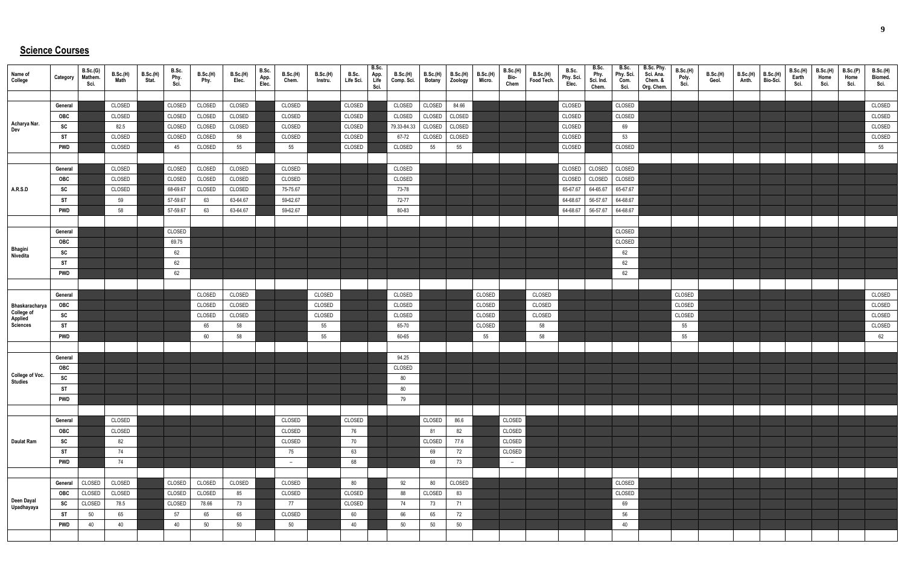## Science Courses

| Name of College | Category | B.Sc.(G) Mathem. Sci. | B.Sc.(H) Math | B.Sc.(H) Stat. | B.Sc. Phy. Sci. | B.Sc.(H) Phy. | B.Sc.(H) Elec. | B.Sc. App. Elec. | B.Sc.(H) Chem. | B.Sc.(H) Instru. | B.Sc. Life Sci. | B.Sc. App. Life Sci. | B.Sc.(H) Comp. Sci. | B.Sc.(H) Botany | B.Sc.(H) Zoology | B.Sc.(H) Micro. | B.Sc.(H) Bio-Chem | B.Sc.(H) Food Tech. | B.Sc. Phy. Sci. Elec. | B.Sc. Phy. Sci. Ind. Chem. | B.Sc. Phy. Sci. Com. Sci. | B.Sc. Phy. Sci. Ana. Chem. & Org. Chem. | B.Sc.(H) Poly. Sci. | B.Sc.(H) Geol. | B.Sc.(H) Anth. | B.Sc.(H) Bio-Sci. | B.Sc.(H) Earth Sci. | B.Sc.(H) Home Sci. | B.Sc.(P) Home Sci. | B.Sc.(H) Biomed. Sci. |
|---|---|---|---|---|---|---|---|---|---|---|---|---|---|---|---|---|---|---|---|---|---|---|---|---|---|---|---|---|---|---|
| Acharya Nar. Dev | General | | CLOSED | | CLOSED | CLOSED | CLOSED | | CLOSED | | CLOSED | | CLOSED | CLOSED | 84.66 | | | | CLOSED | | CLOSED | | | | | | | | | CLOSED |
| | OBC | | CLOSED | | CLOSED | CLOSED | CLOSED | | CLOSED | | CLOSED | | CLOSED | CLOSED | CLOSED | | | | CLOSED | | CLOSED | | | | | | | | | CLOSED |
| | SC | | 82.5 | | CLOSED | CLOSED | CLOSED | | CLOSED | | CLOSED | | 79.33-84.33 | CLOSED | CLOSED | | | | CLOSED | | 69 | | | | | | | | | CLOSED |
| | ST | | CLOSED | | CLOSED | CLOSED | 58 | | CLOSED | | CLOSED | | 67-72 | CLOSED | CLOSED | | | | CLOSED | | 53 | | | | | | | | | CLOSED |
| | PWD | | CLOSED | | 45 | CLOSED | 55 | | 55 | | CLOSED | | CLOSED | 55 | 55 | | | | CLOSED | | CLOSED | | | | | | | | | 55 |
| A.R.S.D | General | | CLOSED | | CLOSED | CLOSED | CLOSED | | CLOSED | | | | CLOSED | | | | | | CLOSED | CLOSED | CLOSED | | | | | | | | | |
| | OBC | | CLOSED | | CLOSED | CLOSED | CLOSED | | CLOSED | | | | CLOSED | | | | | | CLOSED | CLOSED | CLOSED | | | | | | | | | |
| | SC | | CLOSED | | 68-69.67 | CLOSED | CLOSED | | 75-75.67 | | | | 73-78 | | | | | | 65-67.67 | 64-65.67 | 65-67.67 | | | | | | | | | |
| | ST | | 59 | | 57-59.67 | 63 | 63-64.67 | | 59-62.67 | | | | 72-77 | | | | | | 64-68.67 | 56-57.67 | 64-68.67 | | | | | | | | | |
| | PWD | | 58 | | 57-59.67 | 63 | 63-64.67 | | 59-62.67 | | | | 80-83 | | | | | | 64-68.67 | 56-57.67 | 64-68.67 | | | | | | | | | |
| Bhagini Nivedita | General | | | | CLOSED | | | | | | | | | | | | | | | | CLOSED | | | | | | | | | |
| | OBC | | | | 69.75 | | | | | | | | | | | | | | | | CLOSED | | | | | | | | | |
| | SC | | | | 62 | | | | | | | | | | | | | | | | 62 | | | | | | | | | |
| | ST | | | | 62 | | | | | | | | | | | | | | | | 62 | | | | | | | | | |
| | PWD | | | | 62 | | | | | | | | | | | | | | | | 62 | | | | | | | | | |
| Bhaskaracharya College of Applied Sciences | General | | | | | CLOSED | CLOSED | | | CLOSED | | | CLOSED | | | CLOSED | | CLOSED | | | | | CLOSED | | | | | | | CLOSED |
| | OBC | | | | | CLOSED | CLOSED | | | CLOSED | | | CLOSED | | | CLOSED | | CLOSED | | | | | CLOSED | | | | | | | CLOSED |
| | SC | | | | | CLOSED | CLOSED | | | CLOSED | | | CLOSED | | | CLOSED | | CLOSED | | | | | CLOSED | | | | | | | CLOSED |
| | ST | | | | | 65 | 58 | | | 55 | | | 65-70 | | | CLOSED | | 58 | | | | | 55 | | | | | | | CLOSED |
| | PWD | | | | | 60 | 58 | | | 55 | | | 60-65 | | | 55 | | 58 | | | | | 55 | | | | | | | 62 |
| College of Voc. Studies | General | | | | | | | | | | | | 94.25 | | | | | | | | | | | | | | | | | |
| | OBC | | | | | | | | | | | | CLOSED | | | | | | | | | | | | | | | | | |
| | SC | | | | | | | | | | | | 80 | | | | | | | | | | | | | | | | | |
| | ST | | | | | | | | | | | | 80 | | | | | | | | | | | | | | | | | |
| | PWD | | | | | | | | | | | | 79 | | | | | | | | | | | | | | | | | |
| Daulat Ram | General | | CLOSED | | | | | | CLOSED | | CLOSED | | | CLOSED | 86.6 | | CLOSED | | | | | | | | | | | | | |
| | OBC | | CLOSED | | | | | | CLOSED | | 76 | | | 81 | 82 | | CLOSED | | | | | | | | | | | | | |
| | SC | | 82 | | | | | | CLOSED | | 70 | | | CLOSED | 77.6 | | CLOSED | | | | | | | | | | | | | |
| | ST | | 74 | | | | | | 75 | | 63 | | | 69 | 72 | | CLOSED | | | | | | | | | | | | | |
| | PWD | | 74 | | | | | | – | | 68 | | | 69 | 73 | | – | | | | | | | | | | | | | |
| Deen Dayal Upadhayaya | General | CLOSED | CLOSED | | CLOSED | CLOSED | CLOSED | | CLOSED | | 80 | | 92 | 80 | CLOSED | | | | | | CLOSED | | | | | | | | | |
| | OBC | CLOSED | CLOSED | | CLOSED | CLOSED | 85 | | CLOSED | | CLOSED | | 88 | CLOSED | 83 | | | | | | CLOSED | | | | | | | | | |
| | SC | CLOSED | 78.5 | | CLOSED | 78.66 | 73 | | 77 | | CLOSED | | 74 | 73 | 71 | | | | | | 69 | | | | | | | | | |
| | ST | 50 | 65 | | 57 | 65 | 65 | | CLOSED | | 60 | | 66 | 65 | 72 | | | | | | 56 | | | | | | | | | |
| | PWD | 40 | 40 | | 40 | 50 | 50 | | 50 | | 40 | | 50 | 50 | 50 | | | | | | 40 | | | | | | | | | |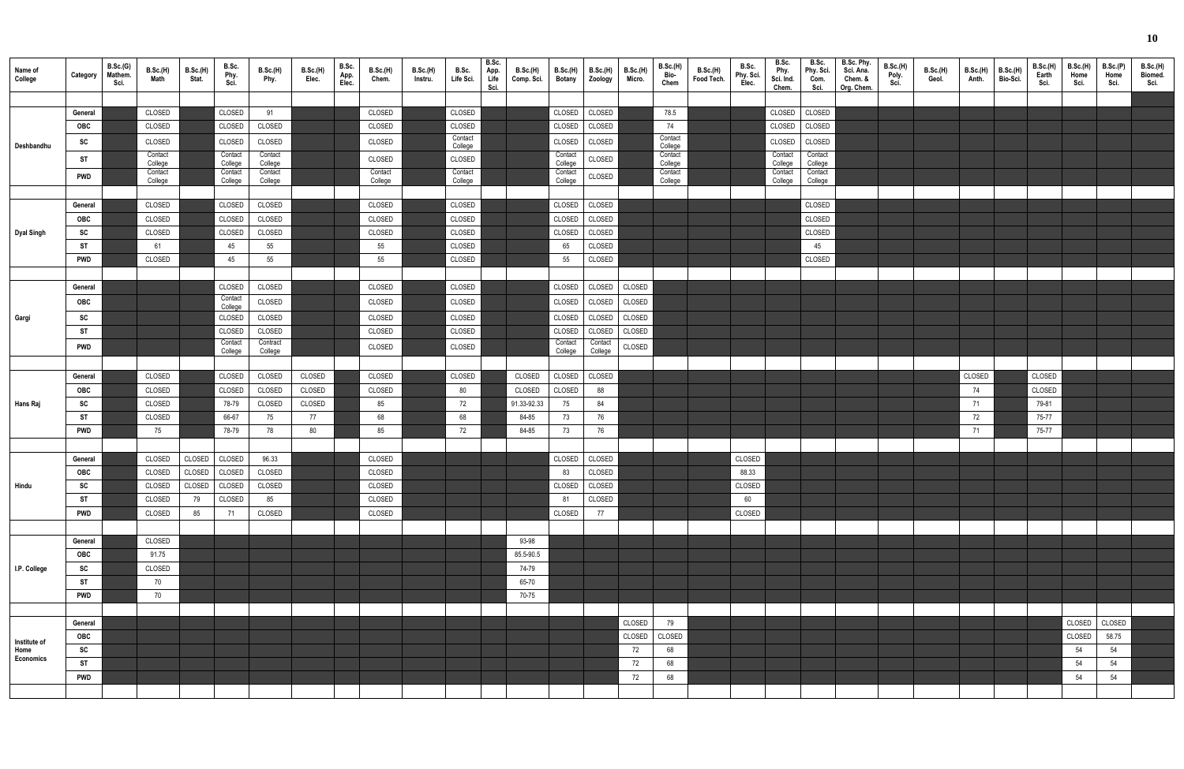| Name of College | Category | B.Sc.(G) Mathem. Sci. | B.Sc.(H) Math | B.Sc.(H) Stat. | B.Sc. Phy. Sci. | B.Sc.(H) Phy. | B.Sc.(H) Elec. | B.Sc. App. Elec. | B.Sc.(H) Chem. | B.Sc.(H) Instru. | B.Sc. Life Sci. | B.Sc. App. Life Sci. | B.Sc.(H) Comp. Sci. | B.Sc.(H) Botany | B.Sc.(H) Zoology | B.Sc.(H) Micro. | B.Sc.(H) Bio-Chem | B.Sc.(H) Food Tech. | B.Sc. Phy. Sci. Elec. | B.Sc. Phy. Sci. Ind. Chem. | B.Sc. Phy. Sci. Com. Sci. | B.Sc. Phy. Sci. Ana. Chem. & Org. Chem. | B.Sc.(H) Poly. Sci. | B.Sc.(H) Geol. | B.Sc.(H) Anth. | B.Sc.(H) Bio-Sci. | B.Sc.(H) Earth Sci. | B.Sc.(H) Home Sci. | B.Sc.(P) Home Sci. | B.Sc.(H) Biomed. Sci. |
|---|---|---|---|---|---|---|---|---|---|---|---|---|---|---|---|---|---|---|---|---|---|---|---|---|---|---|---|---|---|---|
| Deshbandhu | General | | CLOSED | | CLOSED | 91 | | | CLOSED | | CLOSED | | | CLOSED | CLOSED | | 78.5 | | | CLOSED | CLOSED | | | | | | | | | |
| | OBC | | CLOSED | | CLOSED | CLOSED | | | CLOSED | | CLOSED | | | CLOSED | CLOSED | | 74 | | | CLOSED | CLOSED | | | | | | | | | |
| | SC | | CLOSED | | CLOSED | CLOSED | | | CLOSED | | Contact College | | | CLOSED | CLOSED | | Contact College | | | CLOSED | CLOSED | | | | | | | | | |
| | ST | | Contact College | | Contact College | Contact College | | | CLOSED | | CLOSED | | | Contact College | CLOSED | | Contact College | | | Contact College | Contact College | | | | | | | | | |
| | PWD | | Contact College | | Contact College | Contact College | | | Contact College | | Contact College | | | Contact College | CLOSED | | Contact College | | | Contact College | Contact College | | | | | | | | | |
| Dyal Singh | General | | CLOSED | | CLOSED | CLOSED | | | CLOSED | | CLOSED | | | CLOSED | CLOSED | | | | | | CLOSED | | | | | | | | | |
| | OBC | | CLOSED | | CLOSED | CLOSED | | | CLOSED | | CLOSED | | | CLOSED | CLOSED | | | | | | CLOSED | | | | | | | | | |
| | SC | | CLOSED | | CLOSED | CLOSED | | | CLOSED | | CLOSED | | | CLOSED | CLOSED | | | | | | CLOSED | | | | | | | | | |
| | ST | | 61 | | 45 | 55 | | | 55 | | CLOSED | | | 65 | CLOSED | | | | | | 45 | | | | | | | | | |
| | PWD | | CLOSED | | 45 | 55 | | | 55 | | CLOSED | | | 55 | CLOSED | | | | | | CLOSED | | | | | | | | | |
| Gargi | General | | | | CLOSED | CLOSED | | | CLOSED | | CLOSED | | | CLOSED | CLOSED | CLOSED | | | | | | | | | | | | | | |
| | OBC | | | | Contact College | CLOSED | | | CLOSED | | CLOSED | | | CLOSED | CLOSED | CLOSED | | | | | | | | | | | | | | |
| | SC | | | | CLOSED | CLOSED | | | CLOSED | | CLOSED | | | CLOSED | CLOSED | CLOSED | | | | | | | | | | | | | | |
| | ST | | | | CLOSED | CLOSED | | | CLOSED | | CLOSED | | | CLOSED | CLOSED | CLOSED | | | | | | | | | | | | | | |
| | PWD | | | | Contact College | Contract College | | | CLOSED | | CLOSED | | | Contact College | Contact College | CLOSED | | | | | | | | | | | | | | |
| Hans Raj | General | | CLOSED | | CLOSED | CLOSED | CLOSED | | CLOSED | | CLOSED | | CLOSED | CLOSED | CLOSED | | | | | | | | | | CLOSED | | CLOSED | | | |
| | OBC | | CLOSED | | CLOSED | CLOSED | CLOSED | | CLOSED | | 80 | | CLOSED | CLOSED | 88 | | | | | | | | | | 74 | | CLOSED | | | |
| | SC | | CLOSED | | 78-79 | CLOSED | CLOSED | | 85 | | 72 | | 91.33-92.33 | 75 | 84 | | | | | | | | | | 71 | | 79-81 | | | |
| | ST | | CLOSED | | 66-67 | 75 | 77 | | 68 | | 68 | | 84-85 | 73 | 76 | | | | | | | | | | 72 | | 75-77 | | | |
| | PWD | | 75 | | 78-79 | 78 | 80 | | 85 | | 72 | | 84-85 | 73 | 76 | | | | | | | | | | 71 | | 75-77 | | | |
| Hindu | General | | CLOSED | CLOSED | CLOSED | 96.33 | | | CLOSED | | | | | CLOSED | CLOSED | | | | CLOSED | | | | | | | | | | | |
| | OBC | | CLOSED | CLOSED | CLOSED | CLOSED | | | CLOSED | | | | | 83 | CLOSED | | | | 88.33 | | | | | | | | | | | |
| | SC | | CLOSED | CLOSED | CLOSED | CLOSED | | | CLOSED | | | | | CLOSED | CLOSED | | | | CLOSED | | | | | | | | | | | |
| | ST | | CLOSED | 79 | CLOSED | 85 | | | CLOSED | | | | | 81 | CLOSED | | | | 60 | | | | | | | | | | | |
| | PWD | | CLOSED | 85 | 71 | CLOSED | | | CLOSED | | | | | CLOSED | 77 | | | | CLOSED | | | | | | | | | | | |
| I.P. College | General | | CLOSED | | | | | | | | | | 93-98 | | | | | | | | | | | | | | | | | |
| | OBC | | 91.75 | | | | | | | | | | 85.5-90.5 | | | | | | | | | | | | | | | | | |
| | SC | | CLOSED | | | | | | | | | | 74-79 | | | | | | | | | | | | | | | | | |
| | ST | | 70 | | | | | | | | | | 65-70 | | | | | | | | | | | | | | | | | |
| | PWD | | 70 | | | | | | | | | | 70-75 | | | | | | | | | | | | | | | | | |
| Institute of Home Economics | General | | | | | | | | | | | | | | | CLOSED | 79 | | | | | | | | | | | CLOSED | CLOSED | |
| | OBC | | | | | | | | | | | | | | | CLOSED | CLOSED | | | | | | | | | | | CLOSED | 58.75 | |
| | SC | | | | | | | | | | | | | | | 72 | 68 | | | | | | | | | | | 54 | 54 | |
| | ST | | | | | | | | | | | | | | | 72 | 68 | | | | | | | | | | | 54 | 54 | |
| | PWD | | | | | | | | | | | | | | | 72 | 68 | | | | | | | | | | | 54 | 54 | |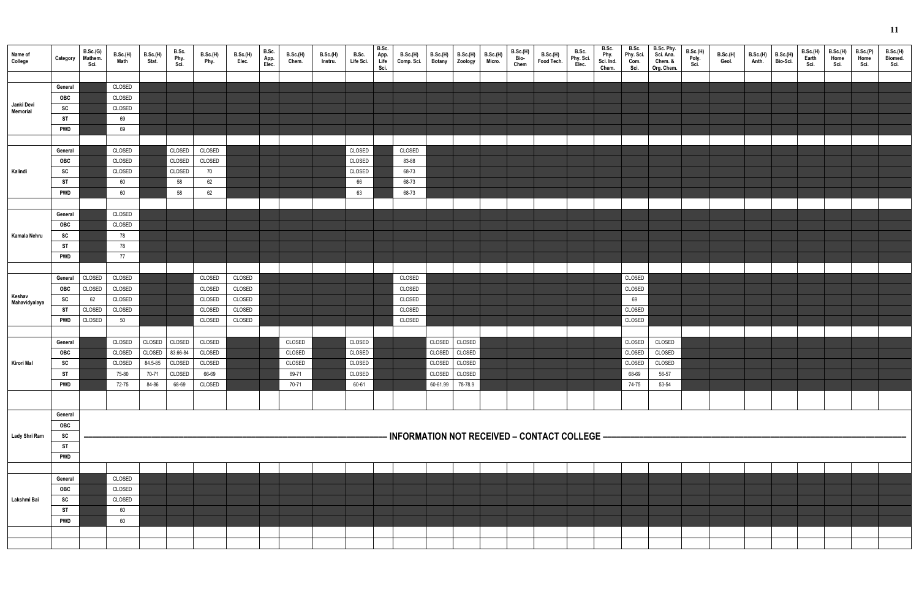| Name of College | Category | B.Sc.(G) Mathem. Sci. | B.Sc.(H) Math | B.Sc.(H) Stat. | B.Sc. Phy. Sci. | B.Sc.(H) Phy. | B.Sc.(H) Elec. | B.Sc. App. Elec. | B.Sc.(H) Chem. | B.Sc.(H) Instru. | B.Sc. Life Sci. | B.Sc. App. Life Sci. | B.Sc.(H) Comp. Sci. | B.Sc.(H) Botany | B.Sc.(H) Zoology | B.Sc.(H) Micro. | B.Sc.(H) Bio-Chem | B.Sc.(H) Food Tech. | B.Sc. Phy. Sci. Elec. | B.Sc. Phy. Sci. Ind. Chem. | B.Sc. Phy. Sci. Com. Sci. | B.Sc. Phy. Sci. Ana. Chem. & Org. Chem. | B.Sc.(H) Poly. Sci. | B.Sc.(H) Geol. | B.Sc.(H) Anth. | B.Sc.(H) Bio-Sci. | B.Sc.(H) Earth Sci. | B.Sc.(H) Home Sci. | B.Sc.(P) Home Sci. | B.Sc.(H) Biomed. Sci. |
|---|---|---|---|---|---|---|---|---|---|---|---|---|---|---|---|---|---|---|---|---|---|---|---|---|---|---|---|---|---|---|
| Janki Devi Memorial | General | | CLOSED | | | | | | | | | | | | | | | | | | | | | | | | | | | |
| | OBC | | CLOSED | | | | | | | | | | | | | | | | | | | | | | | | | | | |
| | SC | | CLOSED | | | | | | | | | | | | | | | | | | | | | | | | | | | |
| | ST | | 69 | | | | | | | | | | | | | | | | | | | | | | | | | | | |
| | PWD | | 69 | | | | | | | | | | | | | | | | | | | | | | | | | | | |
| Kalindi | General | | CLOSED | | CLOSED | CLOSED | | | | | CLOSED | | CLOSED | | | | | | | | | | | | | | | | | |
| | OBC | | CLOSED | | CLOSED | CLOSED | | | | | CLOSED | | 83-88 | | | | | | | | | | | | | | | | | |
| | SC | | CLOSED | | CLOSED | 70 | | | | | CLOSED | | 68-73 | | | | | | | | | | | | | | | | | |
| | ST | | 60 | | 58 | 62 | | | | | 66 | | 68-73 | | | | | | | | | | | | | | | | | |
| | PWD | | 60 | | 58 | 62 | | | | | 63 | | 68-73 | | | | | | | | | | | | | | | | | |
| Kamala Nehru | General | | CLOSED | | | | | | | | | | | | | | | | | | | | | | | | | | | |
| | OBC | | CLOSED | | | | | | | | | | | | | | | | | | | | | | | | | | | |
| | SC | | 78 | | | | | | | | | | | | | | | | | | | | | | | | | | | |
| | ST | | 78 | | | | | | | | | | | | | | | | | | | | | | | | | | | |
| | PWD | | 77 | | | | | | | | | | | | | | | | | | | | | | | | | | | |
| Keshav Mahavidyalaya | General | CLOSED | CLOSED | | | CLOSED | CLOSED | | | | | | CLOSED | | | | | | | | CLOSED | | | | | | | | | |
| | OBC | CLOSED | CLOSED | | | CLOSED | CLOSED | | | | | | CLOSED | | | | | | | | CLOSED | | | | | | | | | |
| | SC | 62 | CLOSED | | | CLOSED | CLOSED | | | | | | CLOSED | | | | | | | | 69 | | | | | | | | | |
| | ST | CLOSED | CLOSED | | | CLOSED | CLOSED | | | | | | CLOSED | | | | | | | | CLOSED | | | | | | | | | |
| | PWD | CLOSED | 50 | | | CLOSED | CLOSED | | | | | | CLOSED | | | | | | | | CLOSED | | | | | | | | | |
| Kirori Mal | General | | CLOSED | CLOSED | CLOSED | CLOSED | | | CLOSED | | CLOSED | | | CLOSED | CLOSED | | | | | | CLOSED | CLOSED | | | | | | | | |
| | OBC | | CLOSED | CLOSED | 83.66-84 | CLOSED | | | CLOSED | | CLOSED | | | CLOSED | CLOSED | | | | | | CLOSED | CLOSED | | | | | | | | |
| | SC | | CLOSED | 84.5-85 | CLOSED | CLOSED | | | CLOSED | | CLOSED | | | CLOSED | CLOSED | | | | | | CLOSED | CLOSED | | | | | | | | |
| | ST | | 75-80 | 70-71 | CLOSED | 66-69 | | | 69-71 | | CLOSED | | | CLOSED | CLOSED | | | | | | 68-69 | 56-57 | | | | | | | | |
| | PWD | | 72-75 | 84-86 | 68-69 | CLOSED | | | 70-71 | | 60-61 | | | 60-61.99 | 78-78.9 | | | | | | 74-75 | 53-54 | | | | | | | | |
| Lady Shri Ram | General | INFORMATION NOT RECEIVED – CONTACT COLLEGE | | | | | | | | | | | | | | | | | | | | | | | | | | | | |
| | OBC | | | | | | | | | | | | | | | | | | | | | | | | | | | | | |
| | SC | | | | | | | | | | | | | | | | | | | | | | | | | | | | | |
| | ST | | | | | | | | | | | | | | | | | | | | | | | | | | | | | |
| | PWD | | | | | | | | | | | | | | | | | | | | | | | | | | | | | |
| Lakshmi Bai | General | | CLOSED | | | | | | | | | | | | | | | | | | | | | | | | | | | |
| | OBC | | CLOSED | | | | | | | | | | | | | | | | | | | | | | | | | | | |
| | SC | | CLOSED | | | | | | | | | | | | | | | | | | | | | | | | | | | |
| | ST | | 60 | | | | | | | | | | | | | | | | | | | | | | | | | | | |
| | PWD | | 60 | | | | | | | | | | | | | | | | | | | | | | | | | | | |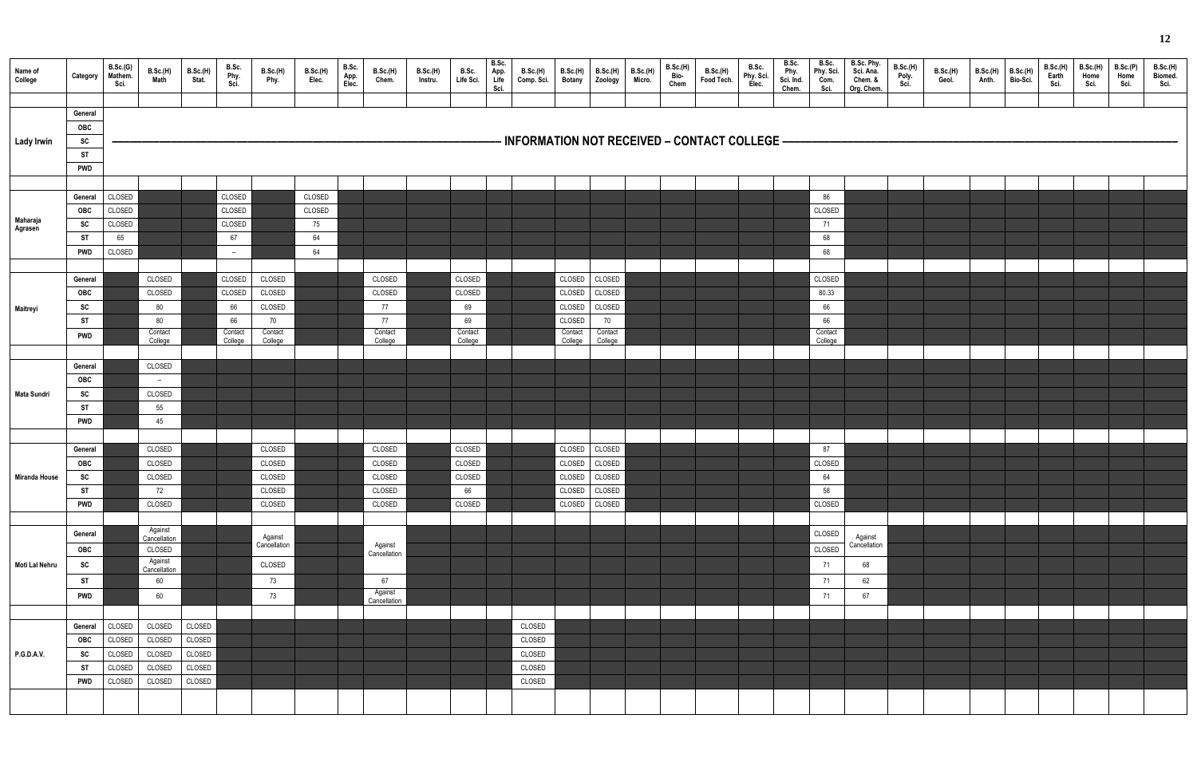| Name of College | Category | B.Sc.(G) Mathem. Sci. | B.Sc.(H) Math | B.Sc.(H) Stat. | B.Sc. Phy. Sci. | B.Sc.(H) Phy. | B.Sc.(H) Elec. | B.Sc. App. Elec. | B.Sc.(H) Chem. | B.Sc.(H) Instru. | B.Sc. Life Sci. | B.Sc. App. Life Sci. | B.Sc.(H) Comp. Sci. | B.Sc.(H) Botany | B.Sc.(H) Zoology | B.Sc.(H) Micro. | B.Sc.(H) Bio-Chem | B.Sc.(H) Food Tech. | B.Sc. Phy. Sci. Elec. | B.Sc. Phy. Sci. Ind. Chem. | B.Sc. Phy. Sci. Com. Sci. | B.Sc. Phy. Sci. Ana. Chem. & Org. Chem. | B.Sc.(H) Poly. Sci. | B.Sc.(H) Geol. | B.Sc.(H) Anth. | B.Sc.(H) Bio-Sci. | B.Sc.(H) Earth Sci. | B.Sc.(H) Home Sci. | B.Sc.(P) Home Sci. | B.Sc.(H) Biomed. Sci. |
|---|---|---|---|---|---|---|---|---|---|---|---|---|---|---|---|---|---|---|---|---|---|---|---|---|---|---|---|---|---|---|
| Lady Irwin | General | INFORMATION NOT RECEIVED – CONTACT COLLEGE | | | | | | | | | | | | | | | | | | | | | | | | | | | | |
| | OBC | | | | | | | | | | | | | | | | | | | | | | | | | | | | | |
| | SC | | | | | | | | | | | | | | | | | | | | | | | | | | | | | |
| | ST | | | | | | | | | | | | | | | | | | | | | | | | | | | | | |
| | PWD | | | | | | | | | | | | | | | | | | | | | | | | | | | | | |
| Maharaja Agrasen | General | CLOSED | | | CLOSED | | CLOSED | | | | | | | | | | | | | | 86 | | | | | | | | | |
| | OBC | CLOSED | | | CLOSED | | CLOSED | | | | | | | | | | | | | | CLOSED | | | | | | | | | |
| | SC | CLOSED | | | CLOSED | | 75 | | | | | | | | | | | | | | 71 | | | | | | | | | |
| | ST | 65 | | | 67 | | 64 | | | | | | | | | | | | | | 68 | | | | | | | | | |
| | PWD | CLOSED | | | – | | 64 | | | | | | | | | | | | | | 68 | | | | | | | | | |
| Maitreyi | General | | CLOSED | | CLOSED | CLOSED | | | CLOSED | | CLOSED | | | CLOSED | CLOSED | | | | | | CLOSED | | | | | | | | | |
| | OBC | | CLOSED | | CLOSED | CLOSED | | | CLOSED | | CLOSED | | | CLOSED | CLOSED | | | | | | 80.33 | | | | | | | | | |
| | SC | | 80 | | 66 | CLOSED | | | 77 | | 69 | | | CLOSED | CLOSED | | | | | | 66 | | | | | | | | | |
| | ST | | 80 | | 66 | 70 | | | 77 | | 69 | | | CLOSED | 70 | | | | | | 66 | | | | | | | | | |
| | PWD | | Contact College | | Contact College | Contact College | | | Contact College | | Contact College | | | Contact College | Contact College | | | | | | Contact College | | | | | | | | | |
| Mata Sundri | General | | CLOSED | | | | | | | | | | | | | | | | | | | | | | | | | | | |
| | OBC | | – | | | | | | | | | | | | | | | | | | | | | | | | | | | |
| | SC | | CLOSED | | | | | | | | | | | | | | | | | | | | | | | | | | | |
| | ST | | 55 | | | | | | | | | | | | | | | | | | | | | | | | | | | |
| | PWD | | 45 | | | | | | | | | | | | | | | | | | | | | | | | | | | |
| Miranda House | General | | CLOSED | | | CLOSED | | | CLOSED | | CLOSED | | | CLOSED | CLOSED | | | | | | 87 | | | | | | | | | |
| | OBC | | CLOSED | | | CLOSED | | | CLOSED | | CLOSED | | | CLOSED | CLOSED | | | | | | CLOSED | | | | | | | | | |
| | SC | | CLOSED | | | CLOSED | | | CLOSED | | CLOSED | | | CLOSED | CLOSED | | | | | | 64 | | | | | | | | | |
| | ST | | 72 | | | CLOSED | | | CLOSED | | 66 | | | CLOSED | CLOSED | | | | | | 58 | | | | | | | | | |
| | PWD | | CLOSED | | | CLOSED | | | CLOSED | | CLOSED | | | CLOSED | CLOSED | | | | | | CLOSED | | | | | | | | | |
| Moti Lal Nehru | General | | Against Cancellation | | | Against Cancellation | | | Against Cancellation | | | | | | | | | | | | CLOSED | Against Cancellation | | | | | | | | |
| | OBC | | CLOSED | | | | | | | | | | | | | | | | | | CLOSED | | | | | | | | | |
| | SC | | Against Cancellation | | | CLOSED | | | | | | | | | | | | | | | 71 | 68 | | | | | | | | |
| | ST | | 60 | | | 73 | | | 67 | | | | | | | | | | | | 71 | 62 | | | | | | | | |
| | PWD | | 60 | | | 73 | | | Against Cancellation | | | | | | | | | | | | 71 | 67 | | | | | | | | |
| P.G.D.A.V. | General | CLOSED | CLOSED | CLOSED | | | | | | | | | CLOSED | | | | | | | | | | | | | | | | | |
| | OBC | CLOSED | CLOSED | CLOSED | | | | | | | | | CLOSED | | | | | | | | | | | | | | | | | |
| | SC | CLOSED | CLOSED | CLOSED | | | | | | | | | CLOSED | | | | | | | | | | | | | | | | | |
| | ST | CLOSED | CLOSED | CLOSED | | | | | | | | | CLOSED | | | | | | | | | | | | | | | | | |
| | PWD | CLOSED | CLOSED | CLOSED | | | | | | | | | CLOSED | | | | | | | | | | | | | | | | | |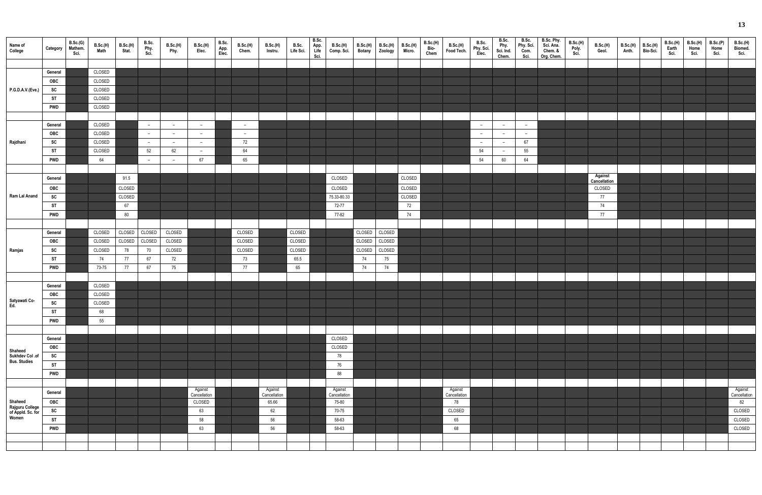| Name of College | Category | B.Sc.(G) Mathem. Sci. | B.Sc.(H) Math | B.Sc.(H) Stat. | B.Sc. Phy. Sci. | B.Sc.(H) Phy. | B.Sc.(H) Elec. | B.Sc. App. Elec. | B.Sc.(H) Chem. | B.Sc.(H) Instru. | B.Sc. Life Sci. | B.Sc. App. Life Sci. | B.Sc.(H) Comp. Sci. | B.Sc.(H) Botany | B.Sc.(H) Zoology | B.Sc.(H) Micro. | B.Sc.(H) Bio-Chem | B.Sc.(H) Food Tech. | B.Sc. Phy. Sci. Elec. | B.Sc. Phy. Sci. Ind. Chem. | B.Sc. Phy. Sci. Com. Sci. | B.Sc. Phy. Sci. Ana. Chem. & Org. Chem. | B.Sc.(H) Poly. Sci. | B.Sc.(H) Geol. | B.Sc.(H) Anth. | B.Sc.(H) Bio-Sci. | B.Sc.(H) Earth Sci. | B.Sc.(H) Home Sci. | B.Sc.(P) Home Sci. | B.Sc.(H) Biomed. Sci. |
|---|---|---|---|---|---|---|---|---|---|---|---|---|---|---|---|---|---|---|---|---|---|---|---|---|---|---|---|---|---|---|
| P.G.D.A.V.(Eve.) | General | | CLOSED | | | | | | | | | | | | | | | | | | | | | | | | | | | |
| | OBC | | CLOSED | | | | | | | | | | | | | | | | | | | | | | | | | | | |
| | SC | | CLOSED | | | | | | | | | | | | | | | | | | | | | | | | | | | |
| | ST | | CLOSED | | | | | | | | | | | | | | | | | | | | | | | | | | | |
| | PWD | | CLOSED | | | | | | | | | | | | | | | | | | | | | | | | | | | |
| Rajdhani | General | | CLOSED | | – | – | – | | – | | | | | | | | | | – | – | – | | | | | | | | | |
| | OBC | | CLOSED | | – | – | – | | – | | | | | | | | | | – | – | – | | | | | | | | | |
| | SC | | CLOSED | | – | – | – | | 72 | | | | | | | | | | – | – | 67 | | | | | | | | | |
| | ST | | CLOSED | | 52 | 62 | – | | 64 | | | | | | | | | | 54 | – | 55 | | | | | | | | | |
| | PWD | | 64 | | – | – | 67 | | 65 | | | | | | | | | | 54 | 60 | 64 | | | | | | | | | |
| Ram Lal Anand | General | | | 91.5 | | | | | | | | | CLOSED | | | CLOSED | | | | | | | | Against Cancellation | | | | | | |
| | OBC | | | CLOSED | | | | | | | | | CLOSED | | | CLOSED | | | | | | | | CLOSED | | | | | | |
| | SC | | | CLOSED | | | | | | | | | 75.33-80.33 | | | CLOSED | | | | | | | | 77 | | | | | | |
| | ST | | | 67 | | | | | | | | | 72-77 | | | 72 | | | | | | | | 74 | | | | | | |
| | PWD | | | 80 | | | | | | | | | 77-82 | | | 74 | | | | | | | | 77 | | | | | | |
| Ramjas | General | | CLOSED | CLOSED | CLOSED | CLOSED | | | CLOSED | | CLOSED | | | CLOSED | CLOSED | | | | | | | | | | | | | | | |
| | OBC | | CLOSED | CLOSED | CLOSED | CLOSED | | | CLOSED | | CLOSED | | | CLOSED | CLOSED | | | | | | | | | | | | | | | |
| | SC | | CLOSED | 78 | 70 | CLOSED | | | CLOSED | | CLOSED | | | CLOSED | CLOSED | | | | | | | | | | | | | | | |
| | ST | | 74 | 77 | 67 | 72 | | | 73 | | 65.5 | | | 74 | 75 | | | | | | | | | | | | | | | |
| | PWD | | 73-75 | 77 | 67 | 75 | | | 77 | | 65 | | | 74 | 74 | | | | | | | | | | | | | | | |
| Satyawati Co-Ed. | General | | CLOSED | | | | | | | | | | | | | | | | | | | | | | | | | | | |
| | OBC | | CLOSED | | | | | | | | | | | | | | | | | | | | | | | | | | | |
| | SC | | CLOSED | | | | | | | | | | | | | | | | | | | | | | | | | | | |
| | ST | | 68 | | | | | | | | | | | | | | | | | | | | | | | | | | | |
| | PWD | | 55 | | | | | | | | | | | | | | | | | | | | | | | | | | | |
| Shaheed Sukhdev Col .of Bus. Studies | General | | | | | | | | | | | | CLOSED | | | | | | | | | | | | | | | | | |
| | OBC | | | | | | | | | | | | CLOSED | | | | | | | | | | | | | | | | | |
| | SC | | | | | | | | | | | | 78 | | | | | | | | | | | | | | | | | |
| | ST | | | | | | | | | | | | 76 | | | | | | | | | | | | | | | | | |
| | PWD | | | | | | | | | | | | 88 | | | | | | | | | | | | | | | | | |
| Shaheed Rajguru College of Appld. Sc. for Women | General | | | | | | Against Cancellation | | | Against Cancellation | | | Against Cancellation | | | | | Against Cancellation | | | | | | | | | | | | Against Cancellation |
| | OBC | | | | | | CLOSED | | | 65.66 | | | 75-80 | | | | | 78 | | | | | | | | | | | | 82 |
| | SC | | | | | | 63 | | | 62 | | | 70-75 | | | | | CLOSED | | | | | | | | | | | | CLOSED |
| | ST | | | | | | 58 | | | 56 | | | 58-63 | | | | | 65 | | | | | | | | | | | | CLOSED |
| | PWD | | | | | | 63 | | | 56 | | | 58-63 | | | | | 68 | | | | | | | | | | | | CLOSED |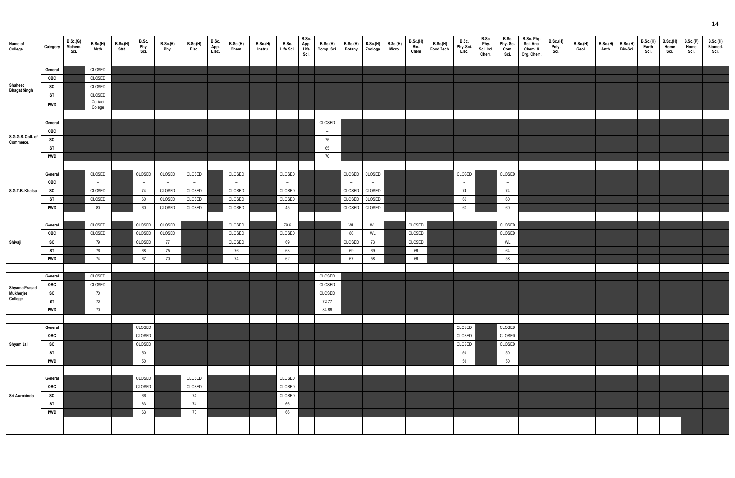| Name of College | Category | B.Sc.(G) Mathem. Sci. | B.Sc.(H) Math | B.Sc.(H) Stat. | B.Sc. Phy. Sci. | B.Sc.(H) Phy. | B.Sc.(H) Elec. | B.Sc. App. Elec. | B.Sc.(H) Chem. | B.Sc.(H) Instru. | B.Sc. Life Sci. | B.Sc. App. Life Sci. | B.Sc.(H) Comp. Sci. | B.Sc.(H) Botany | B.Sc.(H) Zoology | B.Sc.(H) Micro. | B.Sc.(H) Bio-Chem | B.Sc.(H) Food Tech. | B.Sc. Phy. Sci. Elec. | B.Sc. Phy. Sci. Ind. Chem. | B.Sc. Phy. Sci. Com. Sci. | B.Sc. Phy. Sci. Ana. Chem. & Org. Chem. | B.Sc.(H) Poly. Sci. | B.Sc.(H) Geol. | B.Sc.(H) Anth. | B.Sc.(H) Bio-Sci. | B.Sc.(H) Earth Sci. | B.Sc.(H) Home Sci. | B.Sc.(P) Home Sci. | B.Sc.(H) Biomed. Sci. |
|---|---|---|---|---|---|---|---|---|---|---|---|---|---|---|---|---|---|---|---|---|---|---|---|---|---|---|---|---|---|---|
| Shaheed Bhagat Singh | General | | CLOSED | | | | | | | | | | | | | | | | | | | | | | | | | | | |
| | OBC | | CLOSED | | | | | | | | | | | | | | | | | | | | | | | | | | | |
| | SC | | CLOSED | | | | | | | | | | | | | | | | | | | | | | | | | | | |
| | ST | | CLOSED | | | | | | | | | | | | | | | | | | | | | | | | | | | |
| | PWD | | Contact College | | | | | | | | | | | | | | | | | | | | | | | | | | | |
| S.G.G.S. Coll. of Commerce. | General | | | | | | | | | | | | CLOSED | | | | | | | | | | | | | | | | | |
| | OBC | | | | | | | | | | | | – | | | | | | | | | | | | | | | | | |
| | SC | | | | | | | | | | | | 75 | | | | | | | | | | | | | | | | | |
| | ST | | | | | | | | | | | | 65 | | | | | | | | | | | | | | | | | |
| | PWD | | | | | | | | | | | | 70 | | | | | | | | | | | | | | | | | |
| S.G.T.B. Khalsa | General | | CLOSED | | CLOSED | CLOSED | CLOSED | | CLOSED | | CLOSED | | | CLOSED | CLOSED | | | | CLOSED | | CLOSED | | | | | | | | | |
| | OBC | | – | | – | – | – | | – | | – | | | – | – | | | | – | | – | | | | | | | | | |
| | SC | | CLOSED | | 74 | CLOSED | CLOSED | | CLOSED | | CLOSED | | | CLOSED | CLOSED | | | | 74 | | 74 | | | | | | | | | |
| | ST | | CLOSED | | 60 | CLOSED | CLOSED | | CLOSED | | CLOSED | | | CLOSED | CLOSED | | | | 60 | | 60 | | | | | | | | | |
| | PWD | | 80 | | 60 | CLOSED | CLOSED | | CLOSED | | 45 | | | CLOSED | CLOSED | | | | 60 | | 60 | | | | | | | | | |
| Shivaji | General | | CLOSED | | CLOSED | CLOSED | | | CLOSED | | 79.6 | | | WL | WL | | CLOSED | | | | CLOSED | | | | | | | | | |
| | OBC | | CLOSED | | CLOSED | CLOSED | | | CLOSED | | CLOSED | | | 80 | WL | | CLOSED | | | | CLOSED | | | | | | | | | |
| | SC | | 79 | | CLOSED | 77 | | | CLOSED | | 69 | | | CLOSED | 73 | | CLOSED | | | | WL | | | | | | | | | |
| | ST | | 76 | | 68 | 75 | | | 76 | | 63 | | | 69 | 69 | | 66 | | | | 64 | | | | | | | | | |
| | PWD | | 74 | | 67 | 70 | | | 74 | | 62 | | | 67 | 58 | | 66 | | | | 58 | | | | | | | | | |
| Shyama Prasad Mukherjee College | General | | CLOSED | | | | | | | | | | CLOSED | | | | | | | | | | | | | | | | | |
| | OBC | | CLOSED | | | | | | | | | | CLOSED | | | | | | | | | | | | | | | | | |
| | SC | | 70 | | | | | | | | | | CLOSED | | | | | | | | | | | | | | | | | |
| | ST | | 70 | | | | | | | | | | 72-77 | | | | | | | | | | | | | | | | | |
| | PWD | | 70 | | | | | | | | | | 84-89 | | | | | | | | | | | | | | | | | |
| Shyam Lal | General | | | | CLOSED | | | | | | | | | | | | | | CLOSED | | CLOSED | | | | | | | | | |
| | OBC | | | | CLOSED | | | | | | | | | | | | | | CLOSED | | CLOSED | | | | | | | | | |
| | SC | | | | CLOSED | | | | | | | | | | | | | | CLOSED | | CLOSED | | | | | | | | | |
| | ST | | | | 50 | | | | | | | | | | | | | | 50 | | 50 | | | | | | | | | |
| | PWD | | | | 50 | | | | | | | | | | | | | | 50 | | 50 | | | | | | | | | |
| Sri Aurobindo | General | | | | CLOSED | | CLOSED | | | | CLOSED | | | | | | | | | | | | | | | | | | | |
| | OBC | | | | CLOSED | | CLOSED | | | | CLOSED | | | | | | | | | | | | | | | | | | | |
| | SC | | | | 66 | | 74 | | | | CLOSED | | | | | | | | | | | | | | | | | | | |
| | ST | | | | 63 | | 74 | | | | 66 | | | | | | | | | | | | | | | | | | | |
| | PWD | | | | 63 | | 73 | | | | 66 | | | | | | | | | | | | | | | | | | | |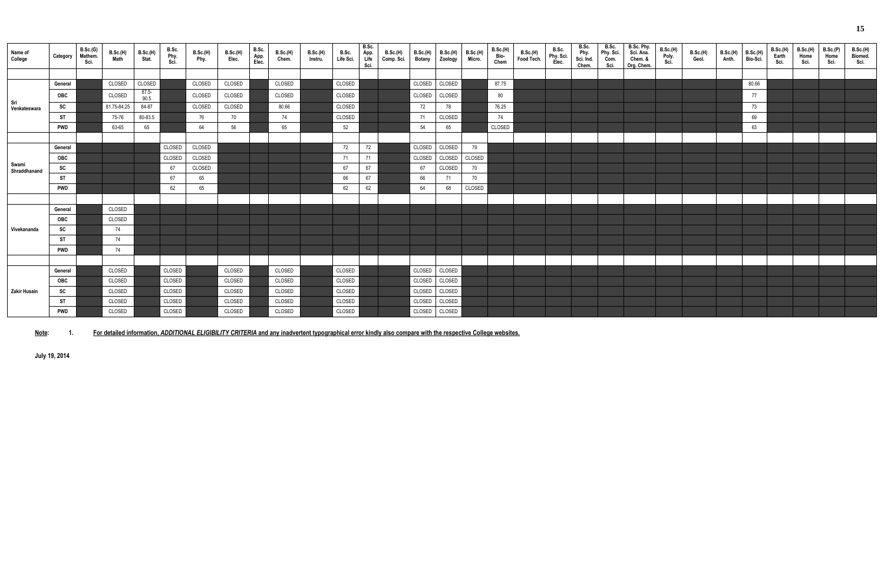| Name of College | Category | B.Sc.(G) Mathem. Sci. | B.Sc.(H) Math | B.Sc.(H) Stat. | B.Sc. Phy. Sci. | B.Sc.(H) Phy. | B.Sc.(H) Elec. | B.Sc. App. Elec. | B.Sc.(H) Chem. | B.Sc.(H) Instru. | B.Sc. Life Sci. | B.Sc. App. Life Sci. | B.Sc.(H) Comp. Sci. | B.Sc.(H) Botany | B.Sc.(H) Zoology | B.Sc.(H) Micro. | B.Sc.(H) Bio-Chem | B.Sc.(H) Food Tech. | B.Sc. Phy. Sci. Elec. | B.Sc. Phy. Sci. Ind. Chem. | B.Sc. Phy. Sci. Com. Sci. | B.Sc. Phy. Sci. Ana. Chem. & Org. Chem. | B.Sc.(H) Poly. Sci. | B.Sc.(H) Geol. | B.Sc.(H) Anth. | B.Sc.(H) Bio-Sci. | B.Sc.(H) Earth Sci. | B.Sc.(H) Home Sci. | B.Sc.(P) Home Sci. | B.Sc.(H) Biomed. Sci. |
|---|---|---|---|---|---|---|---|---|---|---|---|---|---|---|---|---|---|---|---|---|---|---|---|---|---|---|---|---|---|---|
| Sri Venkateswara | General | | CLOSED | CLOSED | | CLOSED | CLOSED | | CLOSED | | CLOSED | | | CLOSED | CLOSED | | 87.75 | | | | | | | | | 80.66 | | | | |
| | OBC | | CLOSED | 87.5-90.5 | | CLOSED | CLOSED | | CLOSED | | CLOSED | | | CLOSED | CLOSED | | 80 | | | | | | | | | 77 | | | | |
| | SC | | 81.75-84.25 | 84-87 | | CLOSED | CLOSED | | 80.66 | | CLOSED | | | 72 | 78 | | 76.25 | | | | | | | | | 73 | | | | |
| | ST | | 75-76 | 80-83.5 | | 76 | 70 | | 74 | | CLOSED | | | 71 | CLOSED | | 74 | | | | | | | | | 69 | | | | |
| | PWD | | 63-65 | 65 | | 64 | 56 | | 65 | | 52 | | | 54 | 65 | | CLOSED | | | | | | | | | 63 | | | | |
| Swami Shraddhanand | General | | | | CLOSED | CLOSED | | | | | 72 | 72 | | CLOSED | CLOSED | 79 | | | | | | | | | | | | | | |
| | OBC | | | | CLOSED | CLOSED | | | | | 71 | 71 | | CLOSED | CLOSED | CLOSED | | | | | | | | | | | | | | |
| | SC | | | | 67 | CLOSED | | | | | 67 | 67 | | 67 | CLOSED | 70 | | | | | | | | | | | | | | |
| | ST | | | | 67 | 65 | | | | | 66 | 67 | | 66 | 71 | 70 | | | | | | | | | | | | | | |
| | PWD | | | | 62 | 65 | | | | | 62 | 62 | | 64 | 68 | CLOSED | | | | | | | | | | | | | | |
| Vivekananda | General | | CLOSED | | | | | | | | | | | | | | | | | | | | | | | | | | | |
| | OBC | | CLOSED | | | | | | | | | | | | | | | | | | | | | | | | | | | |
| | SC | | 74 | | | | | | | | | | | | | | | | | | | | | | | | | | | |
| | ST | | 74 | | | | | | | | | | | | | | | | | | | | | | | | | | | |
| | PWD | | 74 | | | | | | | | | | | | | | | | | | | | | | | | | | | |
| Zakir Husain | General | | CLOSED | | CLOSED | | CLOSED | | CLOSED | | CLOSED | | | CLOSED | CLOSED | | | | | | | | | | | | | | | |
| | OBC | | CLOSED | | CLOSED | | CLOSED | | CLOSED | | CLOSED | | | CLOSED | CLOSED | | | | | | | | | | | | | | | |
| | SC | | CLOSED | | CLOSED | | CLOSED | | CLOSED | | CLOSED | | | CLOSED | CLOSED | | | | | | | | | | | | | | | |
| | ST | | CLOSED | | CLOSED | | CLOSED | | CLOSED | | CLOSED | | | CLOSED | CLOSED | | | | | | | | | | | | | | | |
| | PWD | | CLOSED | | CLOSED | | CLOSED | | CLOSED | | CLOSED | | | CLOSED | CLOSED | | | | | | | | | | | | | | | |

**Note:** 1. **For detailed information, *ADDITIONAL ELIGIBILITY CRITERIA* and any inadvertent typographical error kindly also compare with the respective College websites.**

**July 19, 2014**